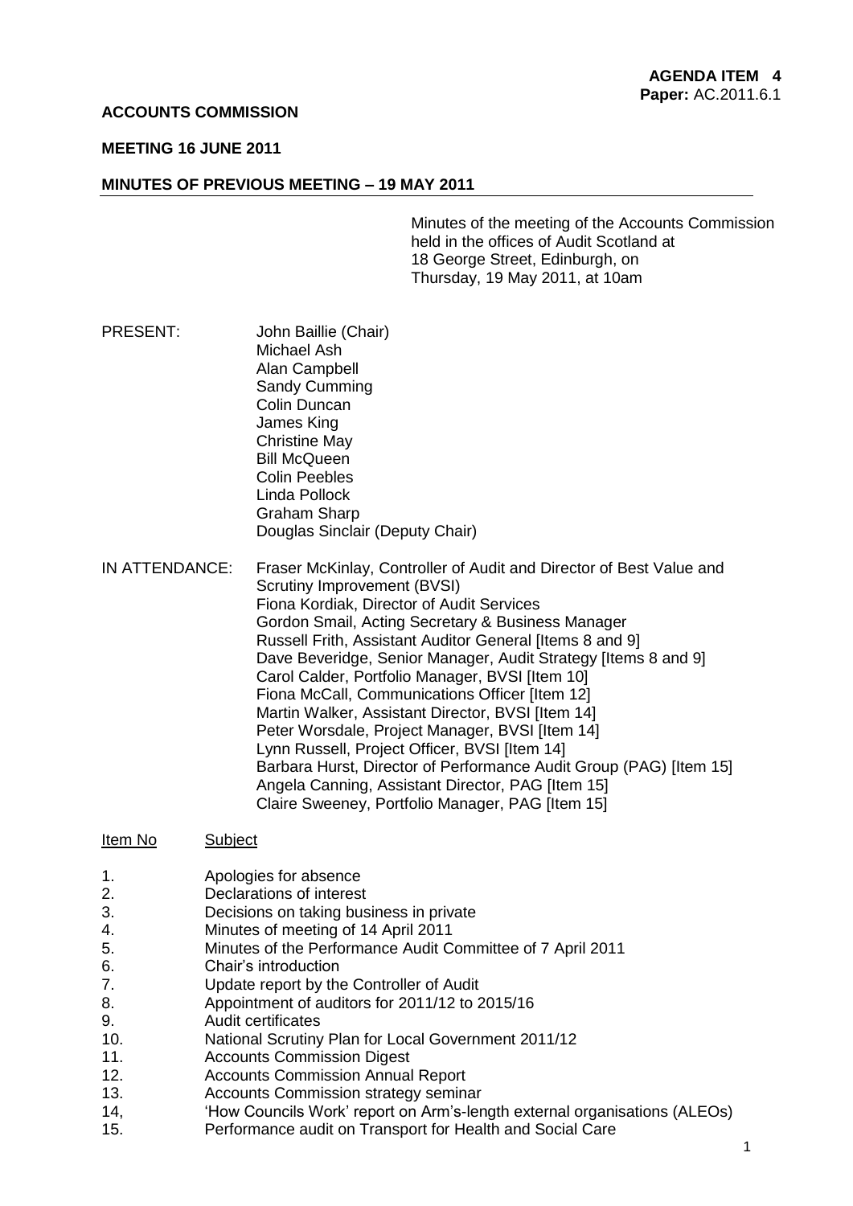**AGENDA ITEM 4**
**Paper:** AC.2011.6.1

**ACCOUNTS COMMISSION**

**MEETING 16 JUNE 2011**

**MINUTES OF PREVIOUS MEETING – 19 MAY 2011**

Minutes of the meeting of the Accounts Commission held in the offices of Audit Scotland at 18 George Street, Edinburgh, on Thursday, 19 May 2011, at 10am

PRESENT:
John Baillie (Chair)
Michael Ash
Alan Campbell
Sandy Cumming
Colin Duncan
James King
Christine May
Bill McQueen
Colin Peebles
Linda Pollock
Graham Sharp
Douglas Sinclair (Deputy Chair)

IN ATTENDANCE:
Fraser McKinlay, Controller of Audit and Director of Best Value and Scrutiny Improvement (BVSI)
Fiona Kordiak, Director of Audit Services
Gordon Smail, Acting Secretary & Business Manager
Russell Frith, Assistant Auditor General [Items 8 and 9]
Dave Beveridge, Senior Manager, Audit Strategy [Items 8 and 9]
Carol Calder, Portfolio Manager, BVSI [Item 10]
Fiona McCall, Communications Officer [Item 12]
Martin Walker, Assistant Director, BVSI [Item 14]
Peter Worsdale, Project Manager, BVSI [Item 14]
Lynn Russell, Project Officer, BVSI [Item 14]
Barbara Hurst, Director of Performance Audit Group (PAG) [Item 15]
Angela Canning, Assistant Director, PAG [Item 15]
Claire Sweeney, Portfolio Manager, PAG [Item 15]

| Item No | Subject |
|---|---|
| 1. | Apologies for absence |
| 2. | Declarations of interest |
| 3. | Decisions on taking business in private |
| 4. | Minutes of meeting of 14 April 2011 |
| 5. | Minutes of the Performance Audit Committee of 7 April 2011 |
| 6. | Chair's introduction |
| 7. | Update report by the Controller of Audit |
| 8. | Appointment of auditors for 2011/12 to 2015/16 |
| 9. | Audit certificates |
| 10. | National Scrutiny Plan for Local Government 2011/12 |
| 11. | Accounts Commission Digest |
| 12. | Accounts Commission Annual Report |
| 13. | Accounts Commission strategy seminar |
| 14, | 'How Councils Work' report on Arm's-length external organisations (ALEOs) |
| 15. | Performance audit on Transport for Health and Social Care |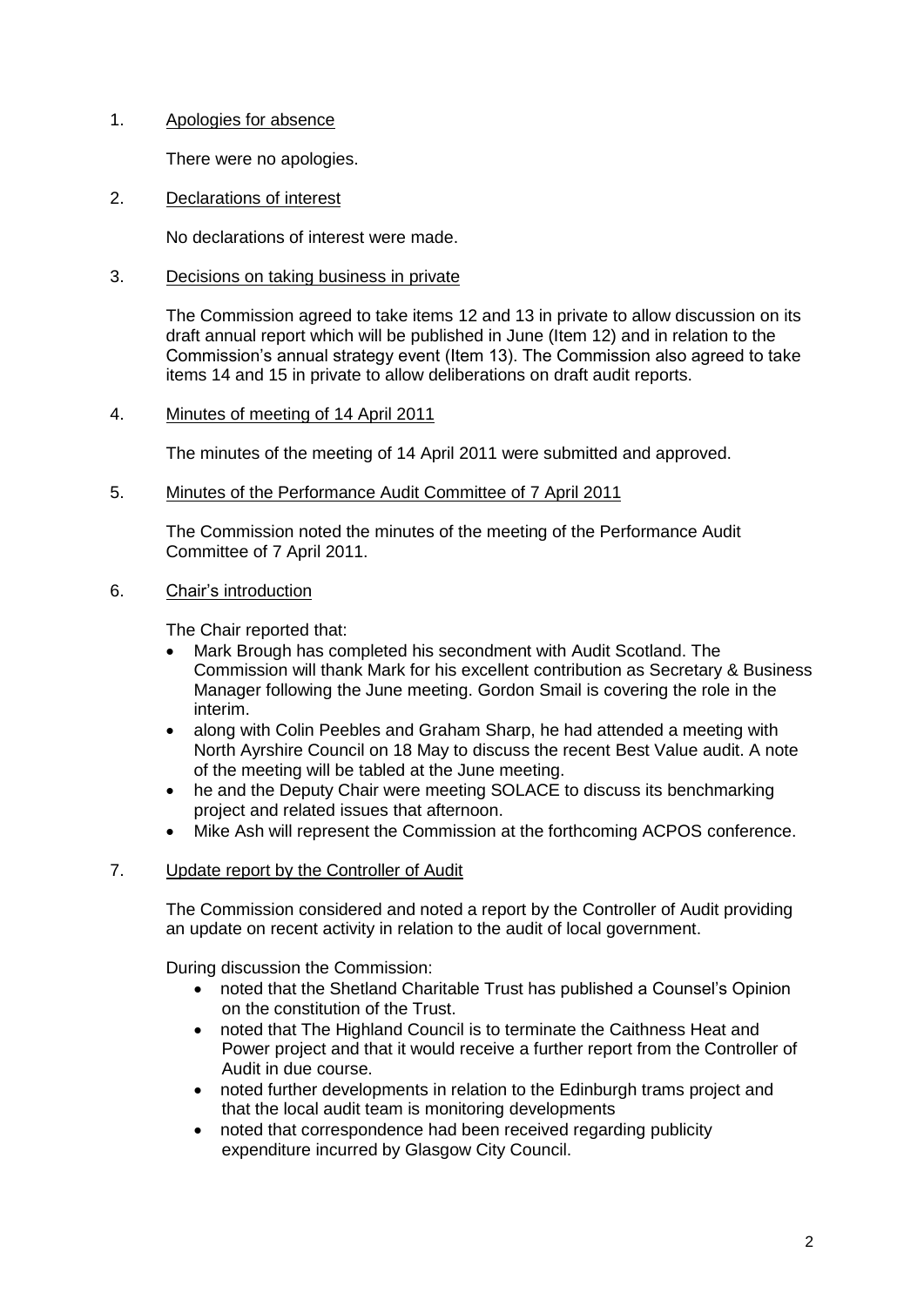1. Apologies for absence

   There were no apologies.

2. Declarations of interest

   No declarations of interest were made.

3. Decisions on taking business in private

   The Commission agreed to take items 12 and 13 in private to allow discussion on its draft annual report which will be published in June (Item 12) and in relation to the Commission's annual strategy event (Item 13). The Commission also agreed to take items 14 and 15 in private to allow deliberations on draft audit reports.

4. Minutes of meeting of 14 April 2011

   The minutes of the meeting of 14 April 2011 were submitted and approved.

5. Minutes of the Performance Audit Committee of 7 April 2011

   The Commission noted the minutes of the meeting of the Performance Audit Committee of 7 April 2011.

6. Chair's introduction

   The Chair reported that:

   - Mark Brough has completed his secondment with Audit Scotland. The Commission will thank Mark for his excellent contribution as Secretary & Business Manager following the June meeting. Gordon Smail is covering the role in the interim.
   - along with Colin Peebles and Graham Sharp, he had attended a meeting with North Ayrshire Council on 18 May to discuss the recent Best Value audit. A note of the meeting will be tabled at the June meeting.
   - he and the Deputy Chair were meeting SOLACE to discuss its benchmarking project and related issues that afternoon.
   - Mike Ash will represent the Commission at the forthcoming ACPOS conference.

7. Update report by the Controller of Audit

   The Commission considered and noted a report by the Controller of Audit providing an update on recent activity in relation to the audit of local government.

   During discussion the Commission:

   - noted that the Shetland Charitable Trust has published a Counsel's Opinion on the constitution of the Trust.
   - noted that The Highland Council is to terminate the Caithness Heat and Power project and that it would receive a further report from the Controller of Audit in due course.
   - noted further developments in relation to the Edinburgh trams project and that the local audit team is monitoring developments
   - noted that correspondence had been received regarding publicity expenditure incurred by Glasgow City Council.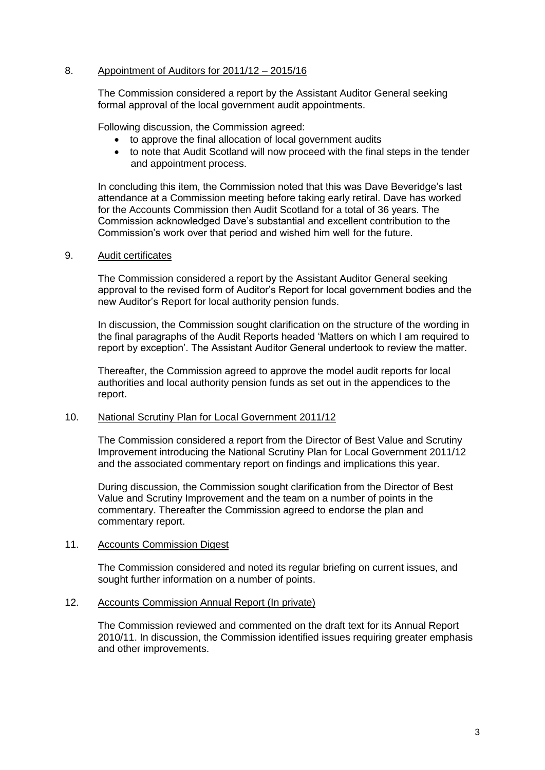8. Appointment of Auditors for 2011/12 – 2015/16

The Commission considered a report by the Assistant Auditor General seeking formal approval of the local government audit appointments.

Following discussion, the Commission agreed:

- to approve the final allocation of local government audits
- to note that Audit Scotland will now proceed with the final steps in the tender and appointment process.

In concluding this item, the Commission noted that this was Dave Beveridge's last attendance at a Commission meeting before taking early retiral. Dave has worked for the Accounts Commission then Audit Scotland for a total of 36 years. The Commission acknowledged Dave's substantial and excellent contribution to the Commission's work over that period and wished him well for the future.

9. Audit certificates

The Commission considered a report by the Assistant Auditor General seeking approval to the revised form of Auditor's Report for local government bodies and the new Auditor's Report for local authority pension funds.

In discussion, the Commission sought clarification on the structure of the wording in the final paragraphs of the Audit Reports headed 'Matters on which I am required to report by exception'. The Assistant Auditor General undertook to review the matter.

Thereafter, the Commission agreed to approve the model audit reports for local authorities and local authority pension funds as set out in the appendices to the report.

10. National Scrutiny Plan for Local Government 2011/12

The Commission considered a report from the Director of Best Value and Scrutiny Improvement introducing the National Scrutiny Plan for Local Government 2011/12 and the associated commentary report on findings and implications this year.

During discussion, the Commission sought clarification from the Director of Best Value and Scrutiny Improvement and the team on a number of points in the commentary. Thereafter the Commission agreed to endorse the plan and commentary report.

11. Accounts Commission Digest

The Commission considered and noted its regular briefing on current issues, and sought further information on a number of points.

12. Accounts Commission Annual Report (In private)

The Commission reviewed and commented on the draft text for its Annual Report 2010/11. In discussion, the Commission identified issues requiring greater emphasis and other improvements.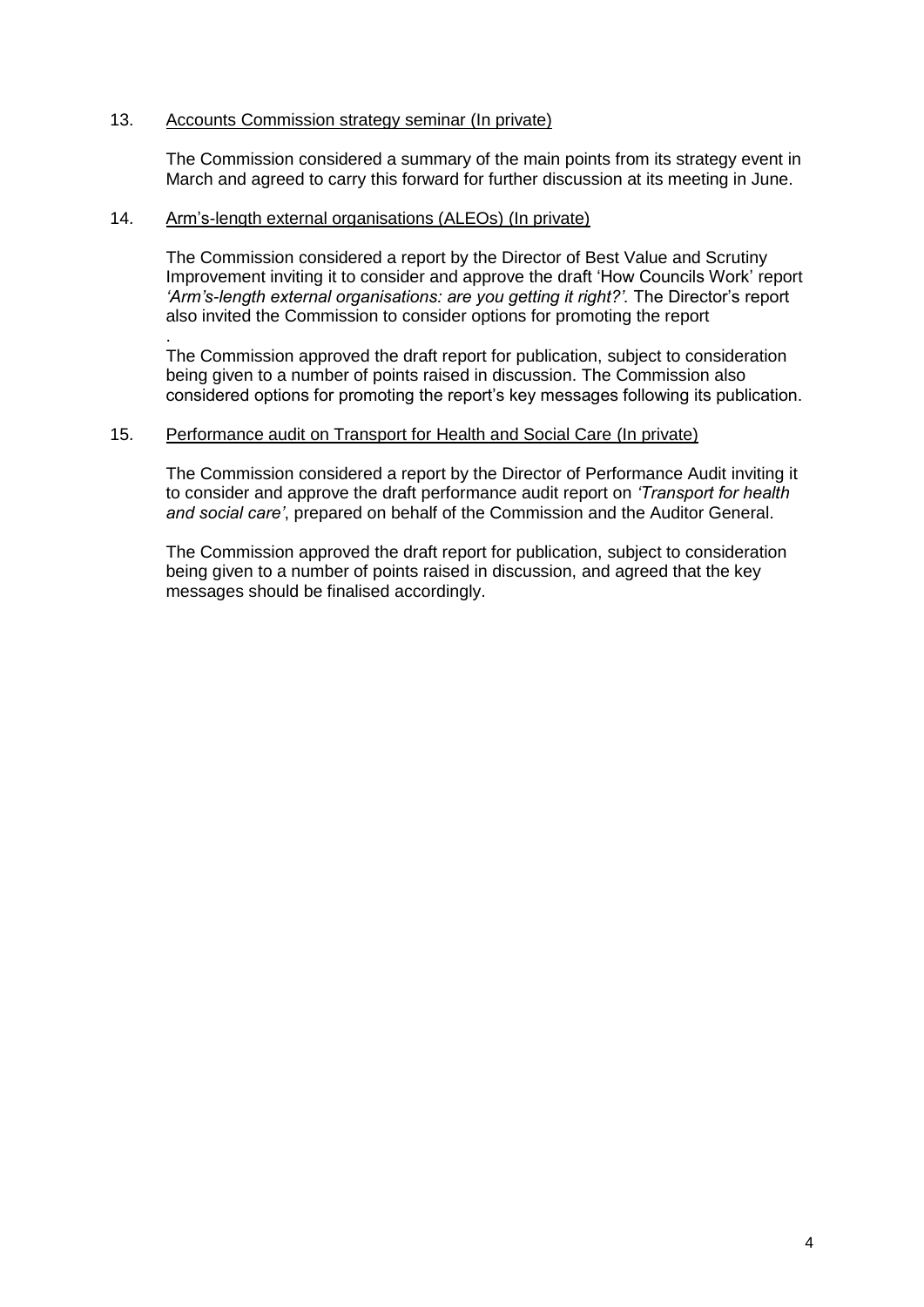13. <u>Accounts Commission strategy seminar (In private)</u>

    The Commission considered a summary of the main points from its strategy event in March and agreed to carry this forward for further discussion at its meeting in June.

14. <u>Arm's-length external organisations (ALEOs) (In private)</u>

    The Commission considered a report by the Director of Best Value and Scrutiny Improvement inviting it to consider and approve the draft 'How Councils Work' report *'Arm's-length external organisations: are you getting it right?'.* The Director's report also invited the Commission to consider options for promoting the report
    .
    The Commission approved the draft report for publication, subject to consideration being given to a number of points raised in discussion. The Commission also considered options for promoting the report's key messages following its publication.

15. <u>Performance audit on Transport for Health and Social Care (In private)</u>

    The Commission considered a report by the Director of Performance Audit inviting it to consider and approve the draft performance audit report on *'Transport for health and social care'*, prepared on behalf of the Commission and the Auditor General.

    The Commission approved the draft report for publication, subject to consideration being given to a number of points raised in discussion, and agreed that the key messages should be finalised accordingly.